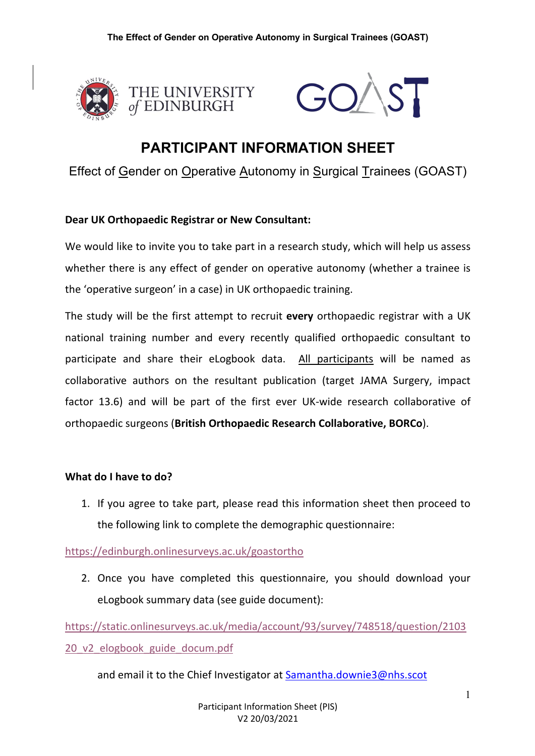# PARTICIPANT INFORMATION SHEET

Effect of Gender on Operative Autonomy in Surgical Trainees (GOAST)

**Dear UK Orthopaedic Registrar or New Consultant:**

We would like to invite you to take part in a research study, which will help us assess whether there is any effect of gender on operative autonomy (whether a trainee is the 'operative surgeon' in a case) in UK orthopaedic training.

The study will be the first attempt to recruit **every** orthopaedic registrar with a UK national training number and every recently qualified orthopaedic consultant to participate and share their eLogbook data. All participants will be named as collaborative authors on the resultant publication (target JAMA Surgery, impact factor 13.6) and will be part of the first ever UK-wide research collaborative of orthopaedic surgeons (**British Orthopaedic Research Collaborative, BORCo**).

**What do I have to do?**

1. If you agree to take part, please read this information sheet then proceed to the following link to complete the demographic questionnaire:

https://edinburgh.onlinesurveys.ac.uk/goastortho

2. Once you have completed this questionnaire, you should download your eLogbook summary data (see guide document):

https://static.onlinesurveys.ac.uk/media/account/93/survey/748518/question/210320_v2_elogbook_guide_docum.pdf

and email it to the Chief Investigator at Samantha.downie3@nhs.scot

Participant Information Sheet (PIS)
V2 20/03/2021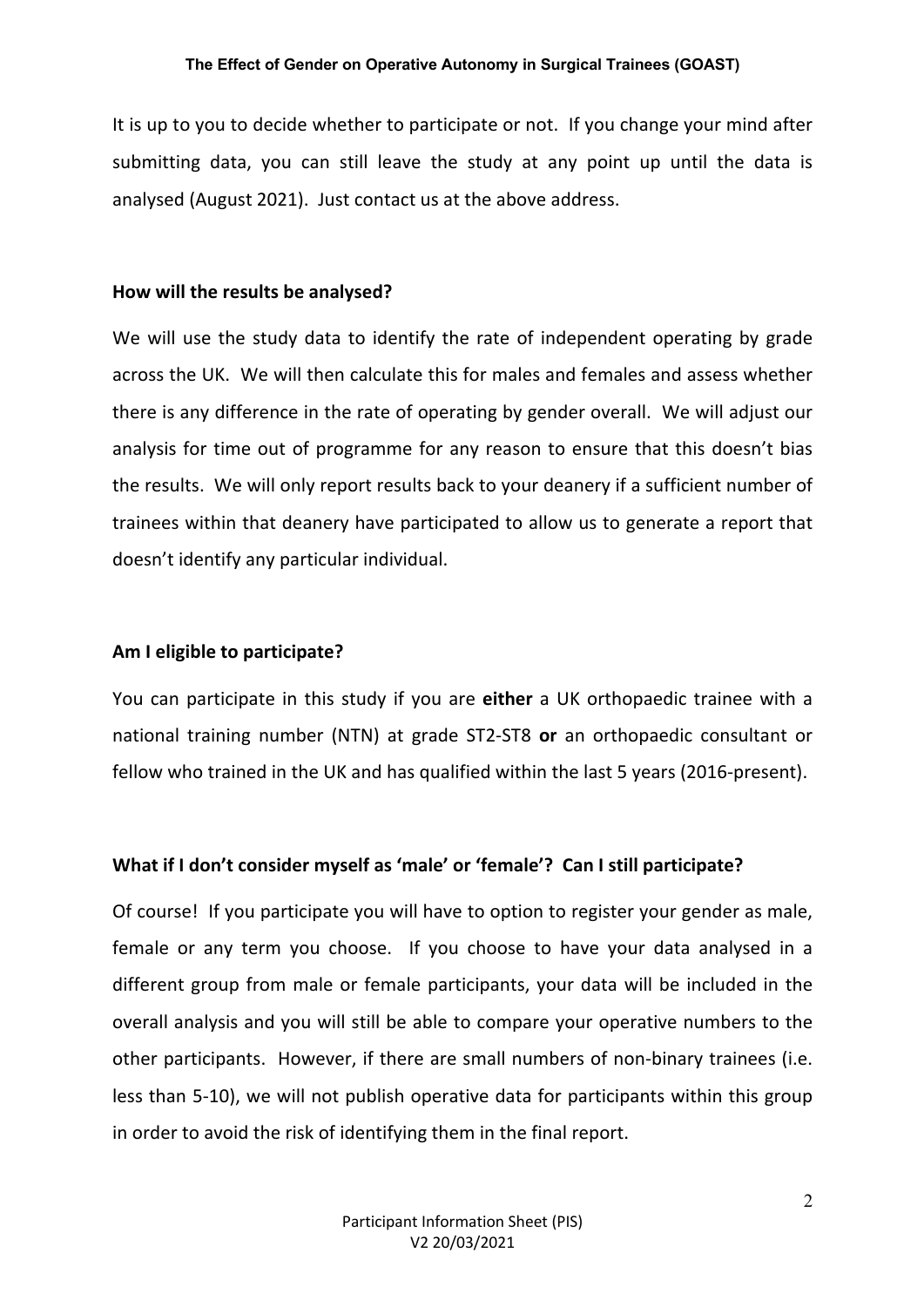It is up to you to decide whether to participate or not. If you change your mind after submitting data, you can still leave the study at any point up until the data is analysed (August 2021). Just contact us at the above address.

**How will the results be analysed?**

We will use the study data to identify the rate of independent operating by grade across the UK. We will then calculate this for males and females and assess whether there is any difference in the rate of operating by gender overall. We will adjust our analysis for time out of programme for any reason to ensure that this doesn't bias the results. We will only report results back to your deanery if a sufficient number of trainees within that deanery have participated to allow us to generate a report that doesn't identify any particular individual.

**Am I eligible to participate?**

You can participate in this study if you are **either** a UK orthopaedic trainee with a national training number (NTN) at grade ST2-ST8 **or** an orthopaedic consultant or fellow who trained in the UK and has qualified within the last 5 years (2016-present).

**What if I don't consider myself as 'male' or 'female'? Can I still participate?**

Of course! If you participate you will have to option to register your gender as male, female or any term you choose. If you choose to have your data analysed in a different group from male or female participants, your data will be included in the overall analysis and you will still be able to compare your operative numbers to the other participants. However, if there are small numbers of non-binary trainees (i.e. less than 5-10), we will not publish operative data for participants within this group in order to avoid the risk of identifying them in the final report.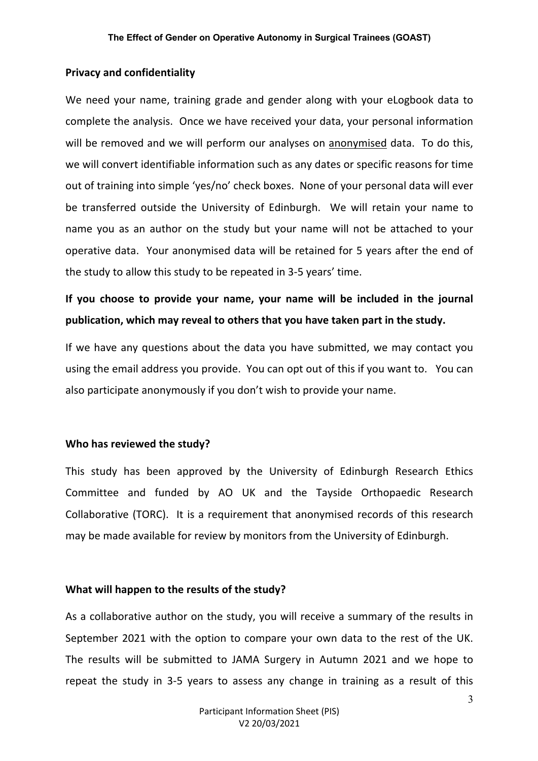## Privacy and confidentiality

We need your name, training grade and gender along with your eLogbook data to complete the analysis. Once we have received your data, your personal information will be removed and we will perform our analyses on <u>anonymised</u> data. To do this, we will convert identifiable information such as any dates or specific reasons for time out of training into simple 'yes/no' check boxes. None of your personal data will ever be transferred outside the University of Edinburgh. We will retain your name to name you as an author on the study but your name will not be attached to your operative data. Your anonymised data will be retained for 5 years after the end of the study to allow this study to be repeated in 3-5 years' time.

**If you choose to provide your name, your name will be included in the journal publication, which may reveal to others that you have taken part in the study.**

If we have any questions about the data you have submitted, we may contact you using the email address you provide. You can opt out of this if you want to. You can also participate anonymously if you don't wish to provide your name.

## Who has reviewed the study?

This study has been approved by the University of Edinburgh Research Ethics Committee and funded by AO UK and the Tayside Orthopaedic Research Collaborative (TORC). It is a requirement that anonymised records of this research may be made available for review by monitors from the University of Edinburgh.

## What will happen to the results of the study?

As a collaborative author on the study, you will receive a summary of the results in September 2021 with the option to compare your own data to the rest of the UK. The results will be submitted to JAMA Surgery in Autumn 2021 and we hope to repeat the study in 3-5 years to assess any change in training as a result of this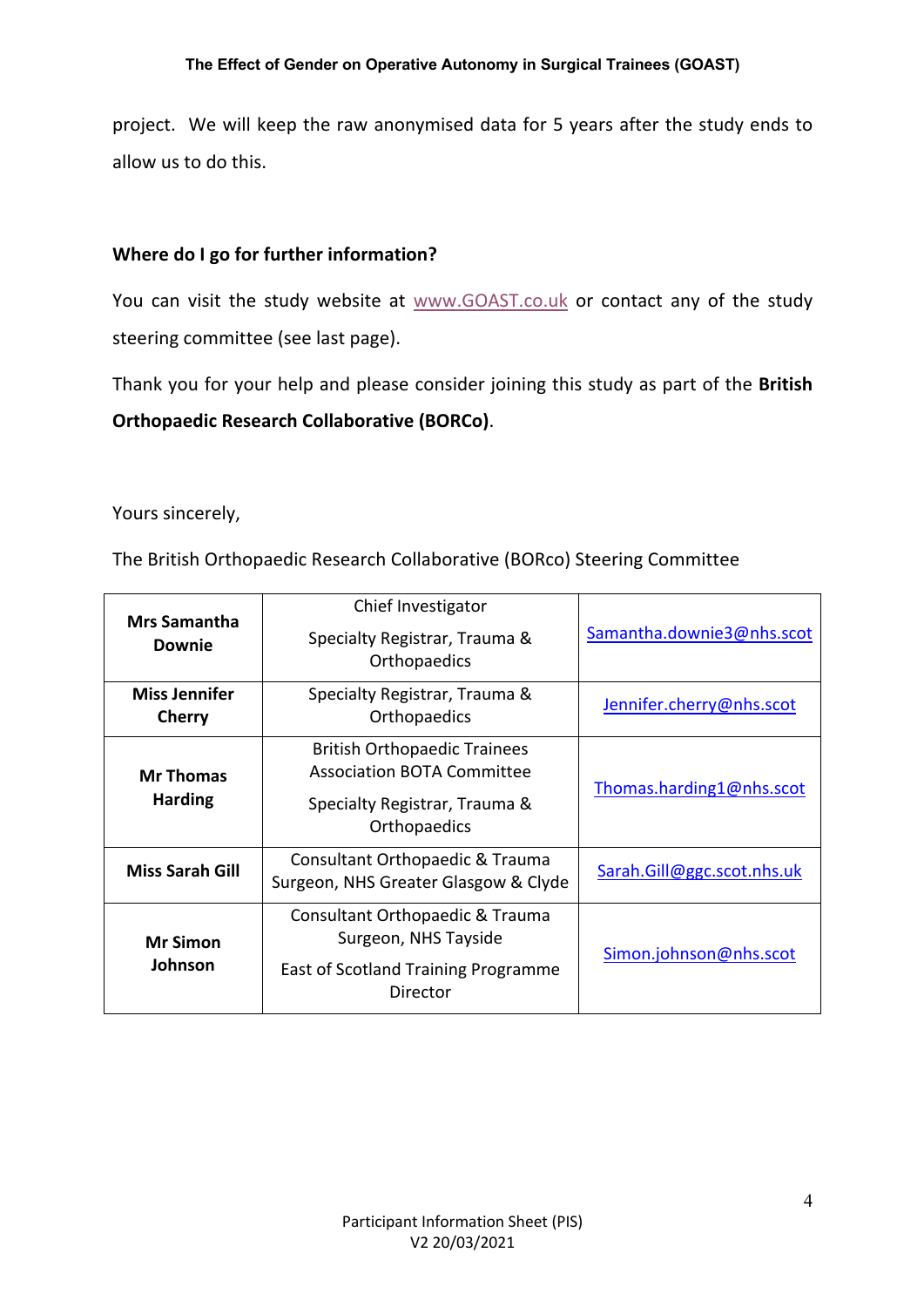project. We will keep the raw anonymised data for 5 years after the study ends to allow us to do this.

**Where do I go for further information?**

You can visit the study website at www.GOAST.co.uk or contact any of the study steering committee (see last page).

Thank you for your help and please consider joining this study as part of the **British Orthopaedic Research Collaborative (BORCo)**.

Yours sincerely,

The British Orthopaedic Research Collaborative (BORco) Steering Committee

| | | |
|---|---|---|
| **Mrs Samantha Downie** | Chief Investigator<br>Specialty Registrar, Trauma & Orthopaedics | Samantha.downie3@nhs.scot |
| **Miss Jennifer Cherry** | Specialty Registrar, Trauma & Orthopaedics | Jennifer.cherry@nhs.scot |
| **Mr Thomas Harding** | British Orthopaedic Trainees Association BOTA Committee<br>Specialty Registrar, Trauma & Orthopaedics | Thomas.harding1@nhs.scot |
| **Miss Sarah Gill** | Consultant Orthopaedic & Trauma Surgeon, NHS Greater Glasgow & Clyde | Sarah.Gill@ggc.scot.nhs.uk |
| **Mr Simon Johnson** | Consultant Orthopaedic & Trauma Surgeon, NHS Tayside<br>East of Scotland Training Programme Director | Simon.johnson@nhs.scot |

Participant Information Sheet (PIS)
V2 20/03/2021